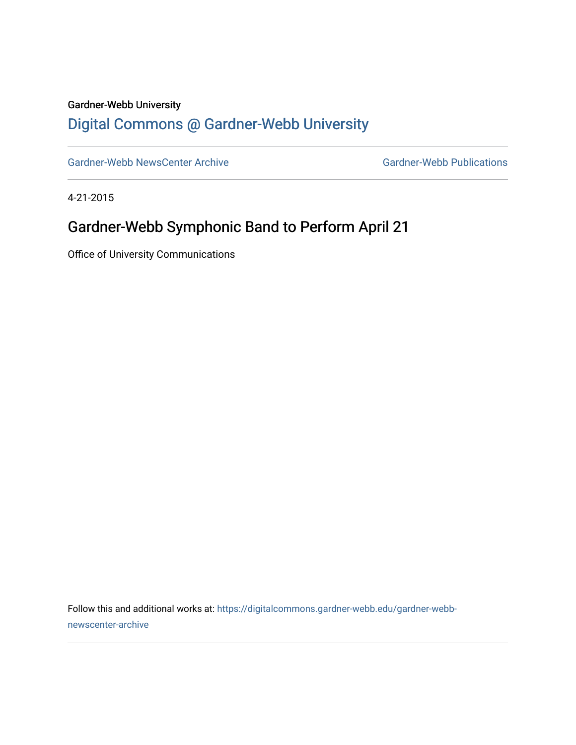Gardner-Webb University

## Digital Commons @ Gardner-Webb University

Gardner-Webb NewsCenter Archive | Gardner-Webb Publications

4-21-2015

# Gardner-Webb Symphonic Band to Perform April 21

Office of University Communications

Follow this and additional works at: https://digitalcommons.gardner-webb.edu/gardner-webb-newscenter-archive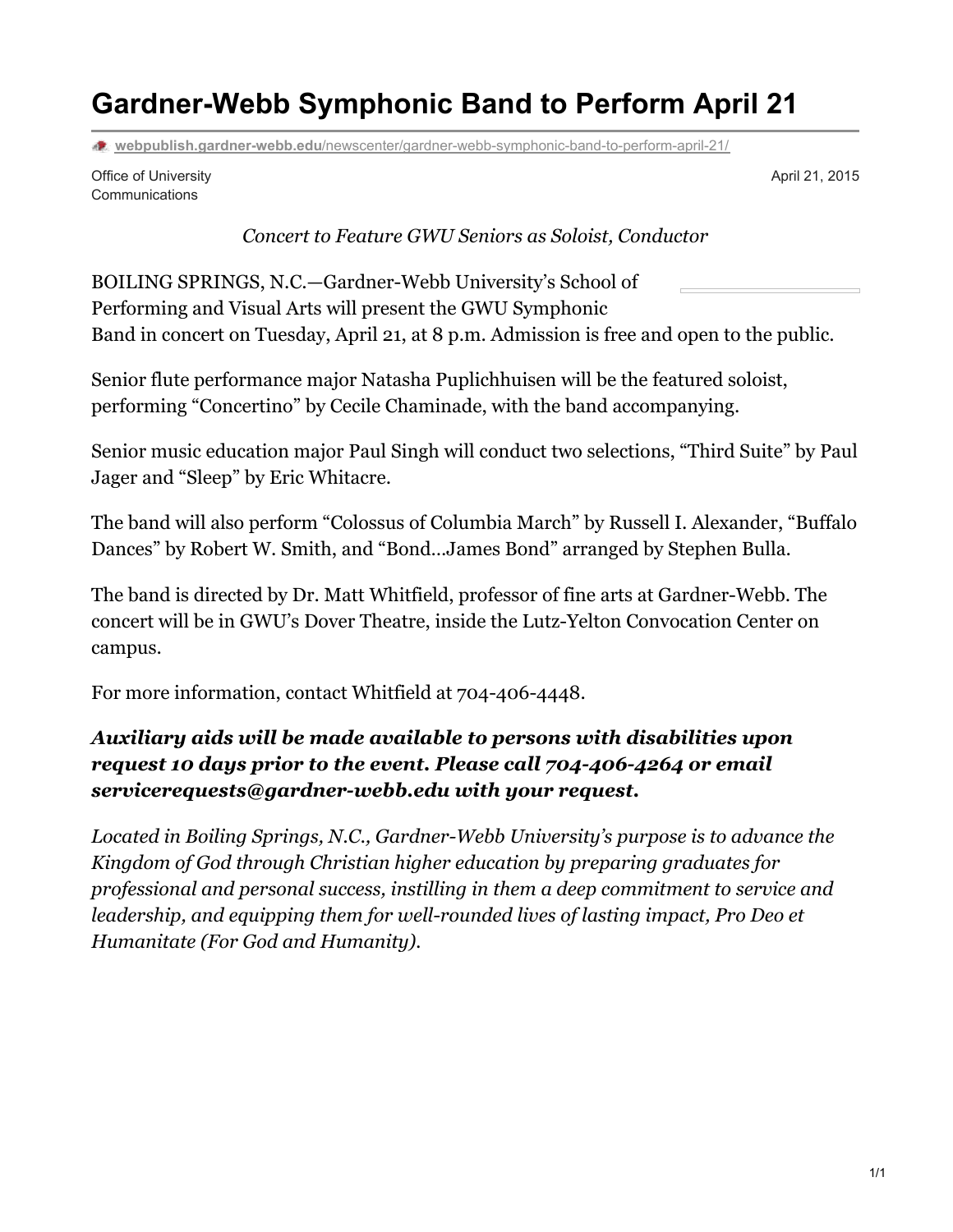# Gardner-Webb Symphonic Band to Perform April 21

webpublish.gardner-webb.edu/newscenter/gardner-webb-symphonic-band-to-perform-april-21/

Office of University Communications

April 21, 2015

*Concert to Feature GWU Seniors as Soloist, Conductor*

BOILING SPRINGS, N.C.—Gardner-Webb University's School of Performing and Visual Arts will present the GWU Symphonic Band in concert on Tuesday, April 21, at 8 p.m. Admission is free and open to the public.

Senior flute performance major Natasha Puplichhuisen will be the featured soloist, performing "Concertino" by Cecile Chaminade, with the band accompanying.

Senior music education major Paul Singh will conduct two selections, "Third Suite" by Paul Jager and "Sleep" by Eric Whitacre.

The band will also perform "Colossus of Columbia March" by Russell I. Alexander, "Buffalo Dances" by Robert W. Smith, and "Bond…James Bond" arranged by Stephen Bulla.

The band is directed by Dr. Matt Whitfield, professor of fine arts at Gardner-Webb. The concert will be in GWU's Dover Theatre, inside the Lutz-Yelton Convocation Center on campus.

For more information, contact Whitfield at 704-406-4448.

***Auxiliary aids will be made available to persons with disabilities upon request 10 days prior to the event. Please call 704-406-4264 or email servicerequests@gardner-webb.edu with your request.***

*Located in Boiling Springs, N.C., Gardner-Webb University's purpose is to advance the Kingdom of God through Christian higher education by preparing graduates for professional and personal success, instilling in them a deep commitment to service and leadership, and equipping them for well-rounded lives of lasting impact, Pro Deo et Humanitate (For God and Humanity).*